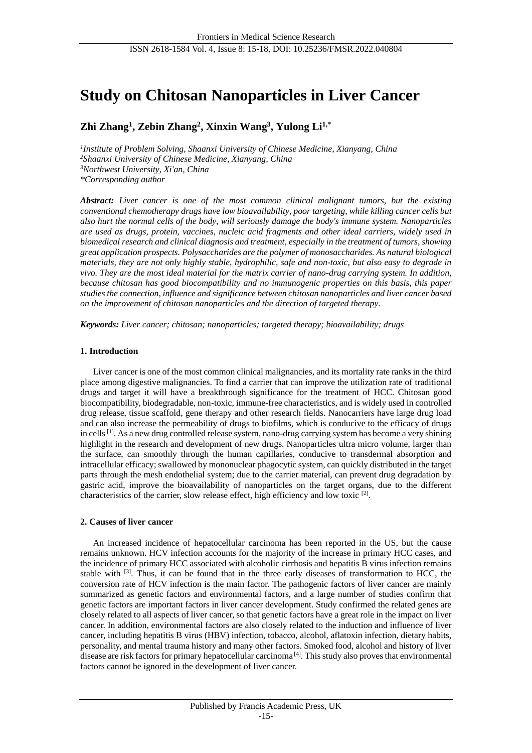# Study on Chitosan Nanoparticles in Liver Cancer

**Zhi Zhang[1], Zebin Zhang[2], Xinxin Wang[3], Yulong Li[1,*]**

[1]*Institute of Problem Solving, Shaanxi University of Chinese Medicine, Xianyang, China*
[2]*Shaanxi University of Chinese Medicine, Xianyang, China*
[3]*Northwest University, Xi'an, China*
*\*Corresponding author*

***Abstract:*** *Liver cancer is one of the most common clinical malignant tumors, but the existing conventional chemotherapy drugs have low bioavailability, poor targeting, while killing cancer cells but also hurt the normal cells of the body, will seriously damage the body's immune system. Nanoparticles are used as drugs, protein, vaccines, nucleic acid fragments and other ideal carriers, widely used in biomedical research and clinical diagnosis and treatment, especially in the treatment of tumors, showing great application prospects. Polysaccharides are the polymer of monosaccharides. As natural biological materials, they are not only highly stable, hydrophilic, safe and non-toxic, but also easy to degrade in vivo. They are the most ideal material for the matrix carrier of nano-drug carrying system. In addition, because chitosan has good biocompatibility and no immunogenic properties on this basis, this paper studies the connection, influence and significance between chitosan nanoparticles and liver cancer based on the improvement of chitosan nanoparticles and the direction of targeted therapy.*

***Keywords:*** *Liver cancer; chitosan; nanoparticles; targeted therapy; bioavailability; drugs*

## 1. Introduction

Liver cancer is one of the most common clinical malignancies, and its mortality rate ranks in the third place among digestive malignancies. To find a carrier that can improve the utilization rate of traditional drugs and target it will have a breakthrough significance for the treatment of HCC. Chitosan good biocompatibility, biodegradable, non-toxic, immune-free characteristics, and is widely used in controlled drug release, tissue scaffold, gene therapy and other research fields. Nanocarriers have large drug load and can also increase the permeability of drugs to biofilms, which is conducive to the efficacy of drugs in cells [1]. As a new drug controlled release system, nano-drug carrying system has become a very shining highlight in the research and development of new drugs. Nanoparticles ultra micro volume, larger than the surface, can smoothly through the human capillaries, conducive to transdermal absorption and intracellular efficacy; swallowed by mononuclear phagocytic system, can quickly distributed in the target parts through the mesh endothelial system; due to the carrier material, can prevent drug degradation by gastric acid, improve the bioavailability of nanoparticles on the target organs, due to the different characteristics of the carrier, slow release effect, high efficiency and low toxic [2].

## 2. Causes of liver cancer

An increased incidence of hepatocellular carcinoma has been reported in the US, but the cause remains unknown. HCV infection accounts for the majority of the increase in primary HCC cases, and the incidence of primary HCC associated with alcoholic cirrhosis and hepatitis B virus infection remains stable with [3]. Thus, it can be found that in the three early diseases of transformation to HCC, the conversion rate of HCV infection is the main factor. The pathogenic factors of liver cancer are mainly summarized as genetic factors and environmental factors, and a large number of studies confirm that genetic factors are important factors in liver cancer development. Study confirmed the related genes are closely related to all aspects of liver cancer, so that genetic factors have a great role in the impact on liver cancer. In addition, environmental factors are also closely related to the induction and influence of liver cancer, including hepatitis B virus (HBV) infection, tobacco, alcohol, aflatoxin infection, dietary habits, personality, and mental trauma history and many other factors. Smoked food, alcohol and history of liver disease are risk factors for primary hepatocellular carcinoma [4]. This study also proves that environmental factors cannot be ignored in the development of liver cancer.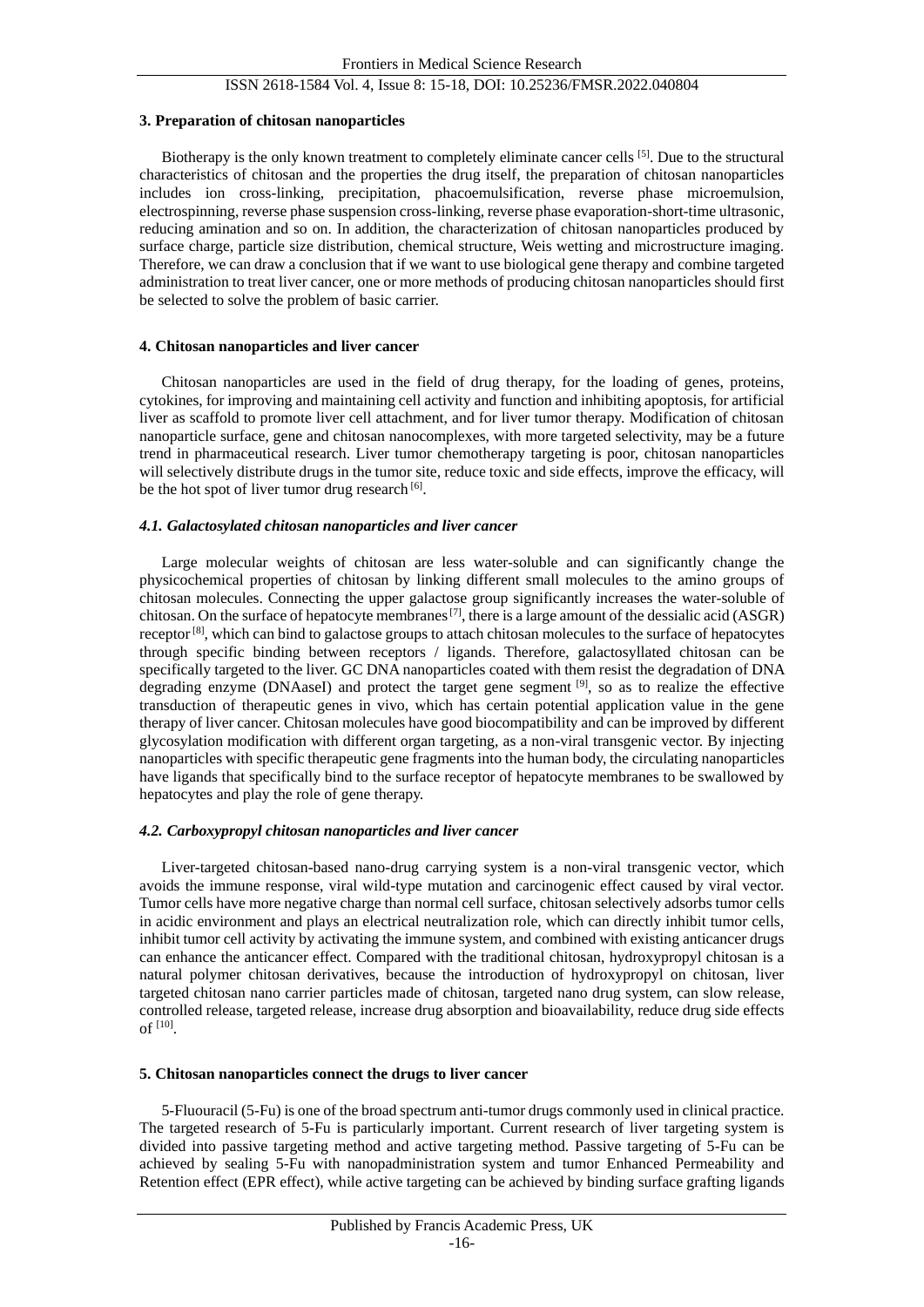## 3. Preparation of chitosan nanoparticles

Biotherapy is the only known treatment to completely eliminate cancer cells [5]. Due to the structural characteristics of chitosan and the properties the drug itself, the preparation of chitosan nanoparticles includes ion cross-linking, precipitation, phacoemulsification, reverse phase microemulsion, electrospinning, reverse phase suspension cross-linking, reverse phase evaporation-short-time ultrasonic, reducing amination and so on. In addition, the characterization of chitosan nanoparticles produced by surface charge, particle size distribution, chemical structure, Weis wetting and microstructure imaging. Therefore, we can draw a conclusion that if we want to use biological gene therapy and combine targeted administration to treat liver cancer, one or more methods of producing chitosan nanoparticles should first be selected to solve the problem of basic carrier.

## 4. Chitosan nanoparticles and liver cancer

Chitosan nanoparticles are used in the field of drug therapy, for the loading of genes, proteins, cytokines, for improving and maintaining cell activity and function and inhibiting apoptosis, for artificial liver as scaffold to promote liver cell attachment, and for liver tumor therapy. Modification of chitosan nanoparticle surface, gene and chitosan nanocomplexes, with more targeted selectivity, may be a future trend in pharmaceutical research. Liver tumor chemotherapy targeting is poor, chitosan nanoparticles will selectively distribute drugs in the tumor site, reduce toxic and side effects, improve the efficacy, will be the hot spot of liver tumor drug research [6].

### *4.1. Galactosylated chitosan nanoparticles and liver cancer*

Large molecular weights of chitosan are less water-soluble and can significantly change the physicochemical properties of chitosan by linking different small molecules to the amino groups of chitosan molecules. Connecting the upper galactose group significantly increases the water-soluble of chitosan. On the surface of hepatocyte membranes [7], there is a large amount of the dessialic acid (ASGR) receptor [8], which can bind to galactose groups to attach chitosan molecules to the surface of hepatocytes through specific binding between receptors / ligands. Therefore, galactosyllated chitosan can be specifically targeted to the liver. GC DNA nanoparticles coated with them resist the degradation of DNA degrading enzyme (DNAaseI) and protect the target gene segment [9], so as to realize the effective transduction of therapeutic genes in vivo, which has certain potential application value in the gene therapy of liver cancer. Chitosan molecules have good biocompatibility and can be improved by different glycosylation modification with different organ targeting, as a non-viral transgenic vector. By injecting nanoparticles with specific therapeutic gene fragments into the human body, the circulating nanoparticles have ligands that specifically bind to the surface receptor of hepatocyte membranes to be swallowed by hepatocytes and play the role of gene therapy.

### *4.2. Carboxypropyl chitosan nanoparticles and liver cancer*

Liver-targeted chitosan-based nano-drug carrying system is a non-viral transgenic vector, which avoids the immune response, viral wild-type mutation and carcinogenic effect caused by viral vector. Tumor cells have more negative charge than normal cell surface, chitosan selectively adsorbs tumor cells in acidic environment and plays an electrical neutralization role, which can directly inhibit tumor cells, inhibit tumor cell activity by activating the immune system, and combined with existing anticancer drugs can enhance the anticancer effect. Compared with the traditional chitosan, hydroxypropyl chitosan is a natural polymer chitosan derivatives, because the introduction of hydroxypropyl on chitosan, liver targeted chitosan nano carrier particles made of chitosan, targeted nano drug system, can slow release, controlled release, targeted release, increase drug absorption and bioavailability, reduce drug side effects of [10].

## 5. Chitosan nanoparticles connect the drugs to liver cancer

5-Fluouracil (5-Fu) is one of the broad spectrum anti-tumor drugs commonly used in clinical practice. The targeted research of 5-Fu is particularly important. Current research of liver targeting system is divided into passive targeting method and active targeting method. Passive targeting of 5-Fu can be achieved by sealing 5-Fu with nanopadministration system and tumor Enhanced Permeability and Retention effect (EPR effect), while active targeting can be achieved by binding surface grafting ligands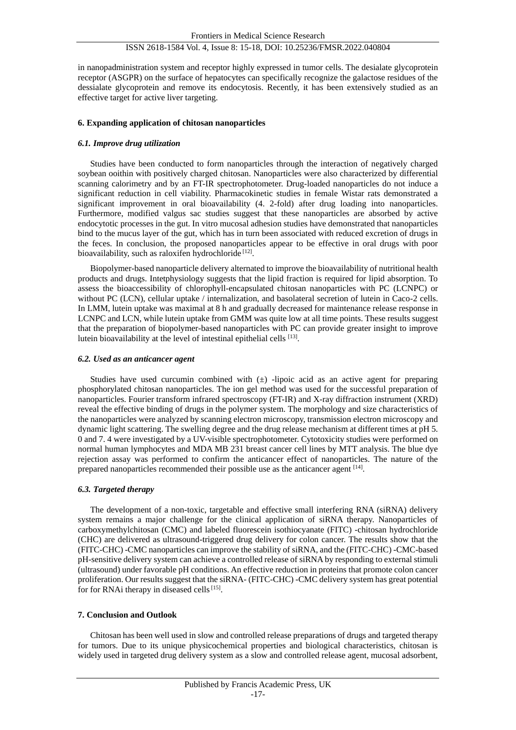in nanopadministration system and receptor highly expressed in tumor cells. The desialate glycoprotein receptor (ASGPR) on the surface of hepatocytes can specifically recognize the galactose residues of the dessialate glycoprotein and remove its endocytosis. Recently, it has been extensively studied as an effective target for active liver targeting.

## 6. Expanding application of chitosan nanoparticles

### *6.1. Improve drug utilization*

Studies have been conducted to form nanoparticles through the interaction of negatively charged soybean ooithin with positively charged chitosan. Nanoparticles were also characterized by differential scanning calorimetry and by an FT-IR spectrophotometer. Drug-loaded nanoparticles do not induce a significant reduction in cell viability. Pharmacokinetic studies in female Wistar rats demonstrated a significant improvement in oral bioavailability (4. 2-fold) after drug loading into nanoparticles. Furthermore, modified valgus sac studies suggest that these nanoparticles are absorbed by active endocytotic processes in the gut. In vitro mucosal adhesion studies have demonstrated that nanoparticles bind to the mucus layer of the gut, which has in turn been associated with reduced excretion of drugs in the feces. In conclusion, the proposed nanoparticles appear to be effective in oral drugs with poor bioavailability, such as raloxifen hydrochloride [12].

Biopolymer-based nanoparticle delivery alternated to improve the bioavailability of nutritional health products and drugs. Intetphysiology suggests that the lipid fraction is required for lipid absorption. To assess the bioaccessibility of chlorophyll-encapsulated chitosan nanoparticles with PC (LCNPC) or without PC (LCN), cellular uptake / internalization, and basolateral secretion of lutein in Caco-2 cells. In LMM, lutein uptake was maximal at 8 h and gradually decreased for maintenance release response in LCNPC and LCN, while lutein uptake from GMM was quite low at all time points. These results suggest that the preparation of biopolymer-based nanoparticles with PC can provide greater insight to improve lutein bioavailability at the level of intestinal epithelial cells [13].

### *6.2. Used as an anticancer agent*

Studies have used curcumin combined with (±) -lipoic acid as an active agent for preparing phosphorylated chitosan nanoparticles. The ion gel method was used for the successful preparation of nanoparticles. Fourier transform infrared spectroscopy (FT-IR) and X-ray diffraction instrument (XRD) reveal the effective binding of drugs in the polymer system. The morphology and size characteristics of the nanoparticles were analyzed by scanning electron microscopy, transmission electron microscopy and dynamic light scattering. The swelling degree and the drug release mechanism at different times at pH 5. 0 and 7. 4 were investigated by a UV-visible spectrophotometer. Cytotoxicity studies were performed on normal human lymphocytes and MDA MB 231 breast cancer cell lines by MTT analysis. The blue dye rejection assay was performed to confirm the anticancer effect of nanoparticles. The nature of the prepared nanoparticles recommended their possible use as the anticancer agent [14].

### *6.3. Targeted therapy*

The development of a non-toxic, targetable and effective small interfering RNA (siRNA) delivery system remains a major challenge for the clinical application of siRNA therapy. Nanoparticles of carboxymethylchitosan (CMC) and labeled fluorescein isothiocyanate (FITC) -chitosan hydrochloride (CHC) are delivered as ultrasound-triggered drug delivery for colon cancer. The results show that the (FITC-CHC) -CMC nanoparticles can improve the stability of siRNA, and the (FITC-CHC) -CMC-based pH-sensitive delivery system can achieve a controlled release of siRNA by responding to external stimuli (ultrasound) under favorable pH conditions. An effective reduction in proteins that promote colon cancer proliferation. Our results suggest that the siRNA- (FITC-CHC) -CMC delivery system has great potential for for RNAi therapy in diseased cells [15].

## 7. Conclusion and Outlook

Chitosan has been well used in slow and controlled release preparations of drugs and targeted therapy for tumors. Due to its unique physicochemical properties and biological characteristics, chitosan is widely used in targeted drug delivery system as a slow and controlled release agent, mucosal adsorbent,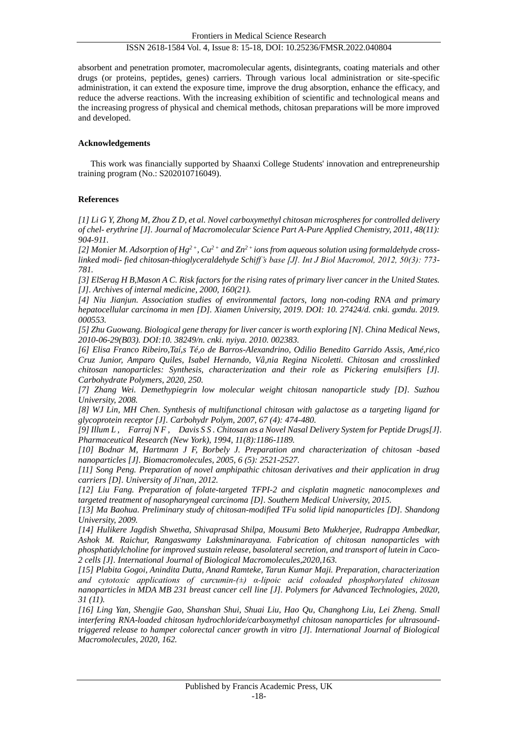absorbent and penetration promoter, macromolecular agents, disintegrants, coating materials and other drugs (or proteins, peptides, genes) carriers. Through various local administration or site-specific administration, it can extend the exposure time, improve the drug absorption, enhance the efficacy, and reduce the adverse reactions. With the increasing exhibition of scientific and technological means and the increasing progress of physical and chemical methods, chitosan preparations will be more improved and developed.

## Acknowledgements

This work was financially supported by Shaanxi College Students' innovation and entrepreneurship training program (No.: S202010716049).

## References

*[1] Li G Y, Zhong M, Zhou Z D, et al. Novel carboxymethyl chitosan microspheres for controlled delivery of chel- erythrine [J]. Journal of Macromolecular Science Part A-Pure Applied Chemistry, 2011, 48(11): 904-911.*

*[2] Monier M. Adsorption of $Hg^{2+}$, $Cu^{2+}$ and $Zn^{2+}$ ions from aqueous solution using formaldehyde cross-linked modi- fied chitosan-thioglyceraldehyde Schiff's base [J]. Int J Biol Macromol, 2012, 50(3): 773-781.*

*[3] ElSerag H B,Mason A C. Risk factors for the rising rates of primary liver cancer in the United States. [J]. Archives of internal medicine, 2000, 160(21).*

*[4] Niu Jianjun. Association studies of environmental factors, long non-coding RNA and primary hepatocellular carcinoma in men [D]. Xiamen University, 2019. DOI: 10. 27424/d. cnki. gxmdu. 2019. 000553.*

*[5] Zhu Guowang. Biological gene therapy for liver cancer is worth exploring [N]. China Medical News, 2010-06-29(B03). DOI:10. 38249/n. cnki. nyiya. 2010. 002383.*

*[6] Elisa Franco Ribeiro,Taí,s Té,o de Barros-Alexandrino, Odilio Benedito Garrido Assis, Amé,rico Cruz Junior, Amparo Quiles, Isabel Hernando, Vâ,nia Regina Nicoletti. Chitosan and crosslinked chitosan nanoparticles: Synthesis, characterization and their role as Pickering emulsifiers [J]. Carbohydrate Polymers, 2020, 250.*

*[7] Zhang Wei. Demethypiegrin low molecular weight chitosan nanoparticle study [D]. Suzhou University, 2008.*

*[8] WJ Lin, MH Chen. Synthesis of multifunctional chitosan with galactose as a targeting ligand for glycoprotein receptor [J]. Carbohydr Polym, 2007, 67 (4): 474-480.*

*[9] Illum L , Farraj N F , Davis S S . Chitosan as a Novel Nasal Delivery System for Peptide Drugs[J]. Pharmaceutical Research (New York), 1994, 11(8):1186-1189.*

*[10] Bodnar M, Hartmann J F, Borbely J. Preparation and characterization of chitosan -based nanoparticles [J]. Biomacromolecules, 2005, 6 (5): 2521-2527.*

*[11] Song Peng. Preparation of novel amphipathic chitosan derivatives and their application in drug carriers [D]. University of Ji'nan, 2012.*

*[12] Liu Fang. Preparation of folate-targeted TFPI-2 and cisplatin magnetic nanocomplexes and targeted treatment of nasopharyngeal carcinoma [D]. Southern Medical University, 2015.*

*[13] Ma Baohua. Preliminary study of chitosan-modified TFu solid lipid nanoparticles [D]. Shandong University, 2009.*

*[14] Hulikere Jagdish Shwetha, Shivaprasad Shilpa, Mousumi Beto Mukherjee, Rudrappa Ambedkar, Ashok M. Raichur, Rangaswamy Lakshminarayana. Fabrication of chitosan nanoparticles with phosphatidylcholine for improved sustain release, basolateral secretion, and transport of lutein in Caco-2 cells [J]. International Journal of Biological Macromolecules,2020,163.*

*[15] Plabita Gogoi, Anindita Dutta, Anand Ramteke, Tarun Kumar Maji. Preparation, characterization and cytotoxic applications of curcumin-(±) α-lipoic acid coloaded phosphorylated chitosan nanoparticles in MDA MB 231 breast cancer cell line [J]. Polymers for Advanced Technologies, 2020, 31 (11).*

*[16] Ling Yan, Shengjie Gao, Shanshan Shui, Shuai Liu, Hao Qu, Changhong Liu, Lei Zheng. Small interfering RNA-loaded chitosan hydrochloride/carboxymethyl chitosan nanoparticles for ultrasound-triggered release to hamper colorectal cancer growth in vitro [J]. International Journal of Biological Macromolecules, 2020, 162.*